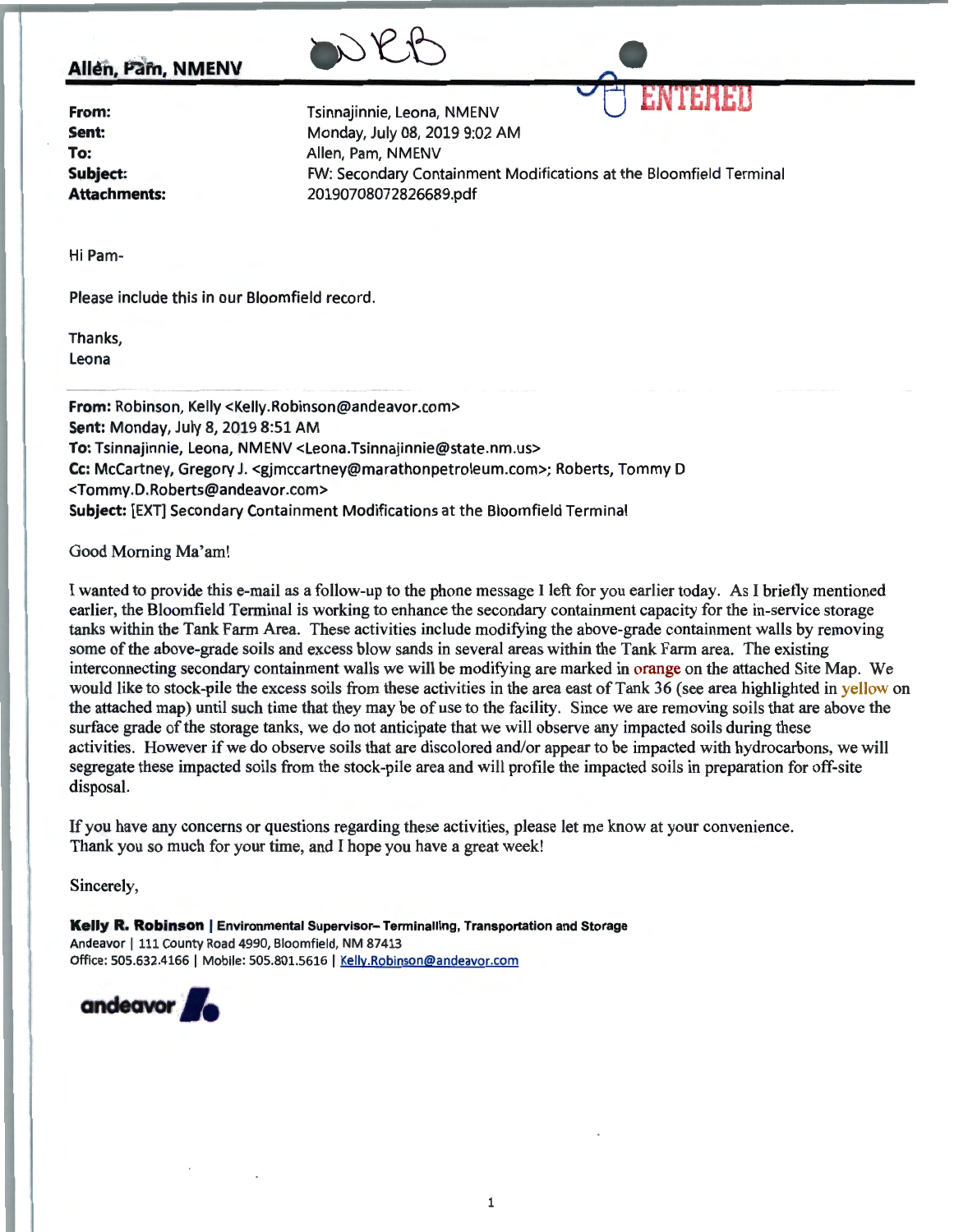**Allen, Pam, NMENV**

ENTERED

| | |
|---|---|
| **From:** | Tsinnajinnie, Leona, NMENV |
| **Sent:** | Monday, July 08, 2019 9:02 AM |
| **To:** | Allen, Pam, NMENV |
| **Subject:** | FW: Secondary Containment Modifications at the Bloomfield Terminal |
| **Attachments:** | 20190708072826689.pdf |

Hi Pam-

Please include this in our Bloomfield record.

Thanks,
Leona

---

**From:** Robinson, Kelly <Kelly.Robinson@andeavor.com>
**Sent:** Monday, July 8, 2019 8:51 AM
**To:** Tsinnajinnie, Leona, NMENV <Leona.Tsinnajinnie@state.nm.us>
**Cc:** McCartney, Gregory J. <gjmccartney@marathonpetroleum.com>; Roberts, Tommy D <Tommy.D.Roberts@andeavor.com>
**Subject:** [EXT] Secondary Containment Modifications at the Bloomfield Terminal

Good Morning Ma'am!

I wanted to provide this e-mail as a follow-up to the phone message I left for you earlier today. As I briefly mentioned earlier, the Bloomfield Terminal is working to enhance the secondary containment capacity for the in-service storage tanks within the Tank Farm Area. These activities include modifying the above-grade containment walls by removing some of the above-grade soils and excess blow sands in several areas within the Tank Farm area. The existing interconnecting secondary containment walls we will be modifying are marked in orange on the attached Site Map. We would like to stock-pile the excess soils from these activities in the area east of Tank 36 (see area highlighted in yellow on the attached map) until such time that they may be of use to the facility. Since we are removing soils that are above the surface grade of the storage tanks, we do not anticipate that we will observe any impacted soils during these activities. However if we do observe soils that are discolored and/or appear to be impacted with hydrocarbons, we will segregate these impacted soils from the stock-pile area and will profile the impacted soils in preparation for off-site disposal.

If you have any concerns or questions regarding these activities, please let me know at your convenience.
Thank you so much for your time, and I hope you have a great week!

Sincerely,

**Kelly R. Robinson | Environmental Supervisor– Terminalling, Transportation and Storage**
Andeavor | 111 County Road 4990, Bloomfield, NM 87413
Office: 505.632.4166 | Mobile: 505.801.5616 | Kelly.Robinson@andeavor.com

andeavor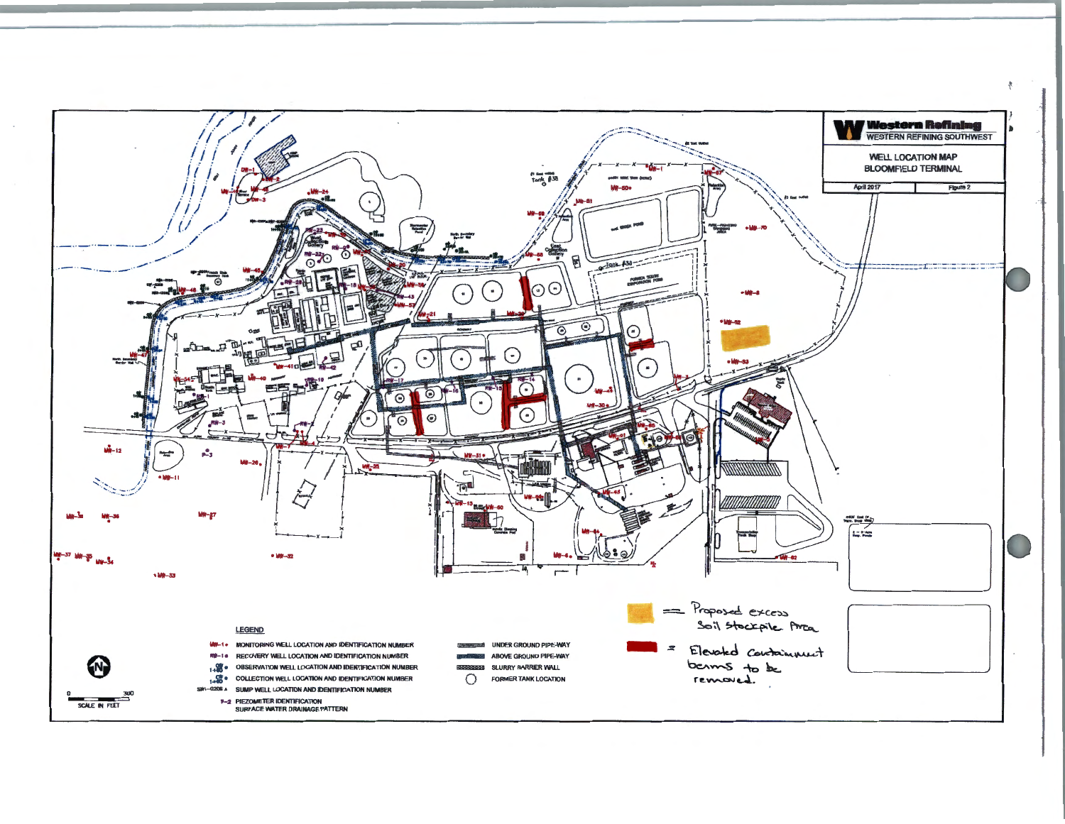**Western Refining**

WESTERN REFINING SOUTHWEST

WELL LOCATION MAP
BLOOMFIELD TERMINAL

April 2017

Figure 2

LEGEND

MW-1 ● MONITORING WELL LOCATION AND IDENTIFICATION NUMBER

RW-1 ● RECOVERY WELL LOCATION AND IDENTIFICATION NUMBER

OBSERVATION WELL LOCATION AND IDENTIFICATION NUMBER

COLLECTION WELL LOCATION AND IDENTIFICATION NUMBER

SWI-0205 ▲ SUMP WELL LOCATION AND IDENTIFICATION NUMBER

P-2 PIEZOMETER IDENTIFICATION

SURFACE WATER DRAINAGE PATTERN

UNDER GROUND PIPE-WAY

ABOVE GROUND PIPE-WAY

SLURRY BARRIER WALL

FORMER TANK LOCATION

0 300
SCALE IN FEET

(yellow) = Proposed excess Soil Stockpile Area

(red) = Elevated Containment berms to be removed.